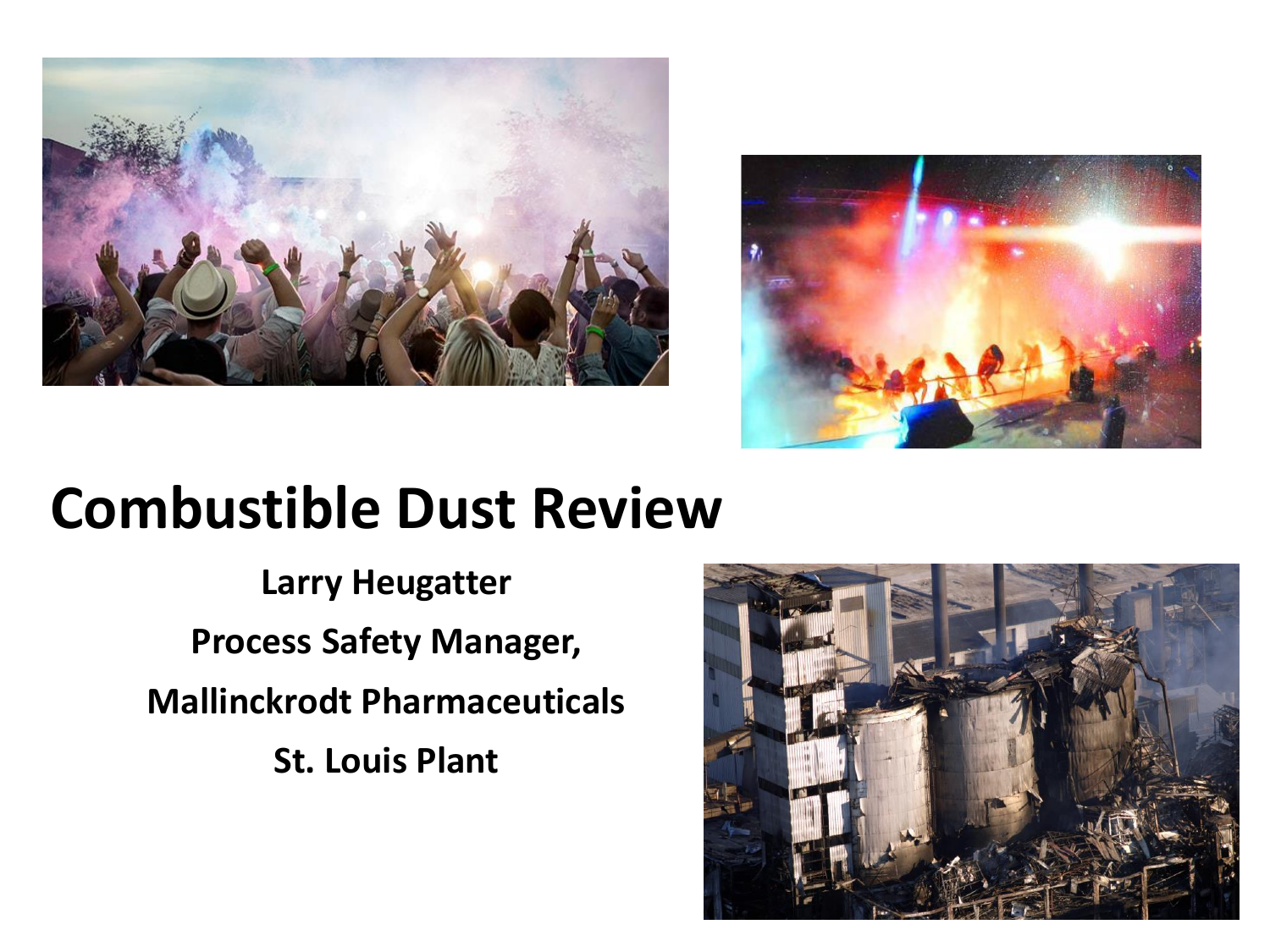# Combustible Dust Review

**Larry Heugatter**

**Process Safety Manager,**

**Mallinckrodt Pharmaceuticals**

**St. Louis Plant**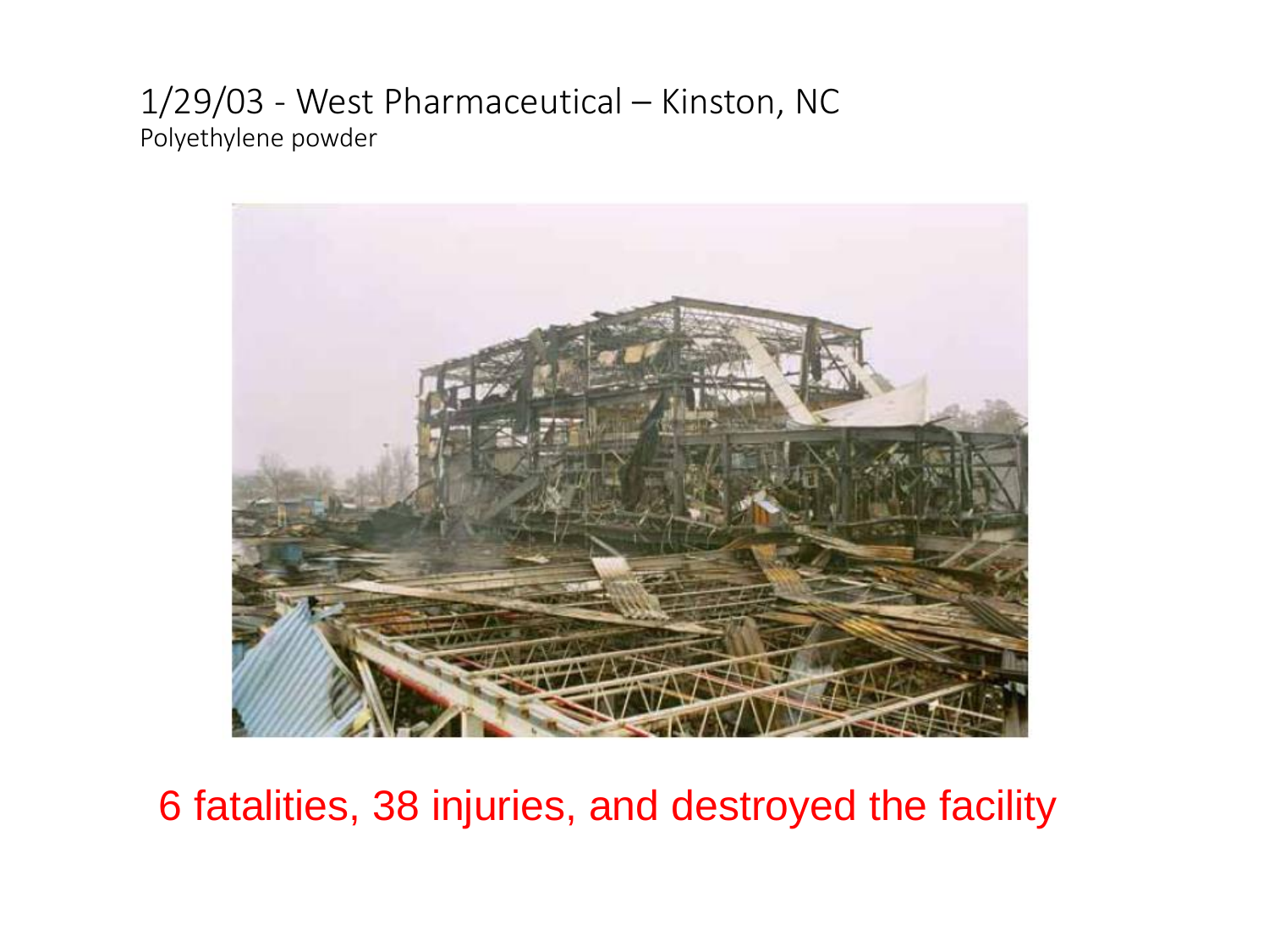# 1/29/03 - West Pharmaceutical – Kinston, NC

Polyethylene powder

6 fatalities, 38 injuries, and destroyed the facility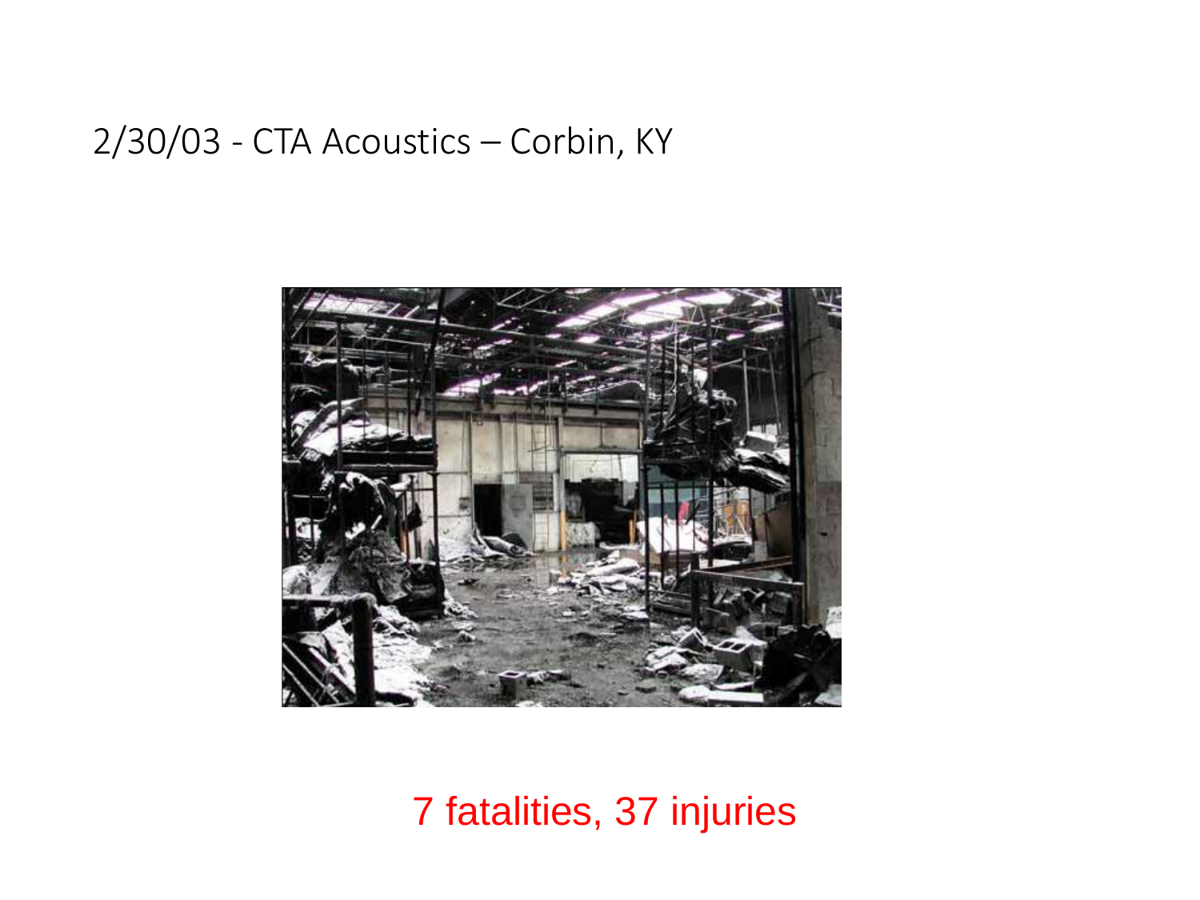2/30/03 - CTA Acoustics – Corbin, KY

7 fatalities, 37 injuries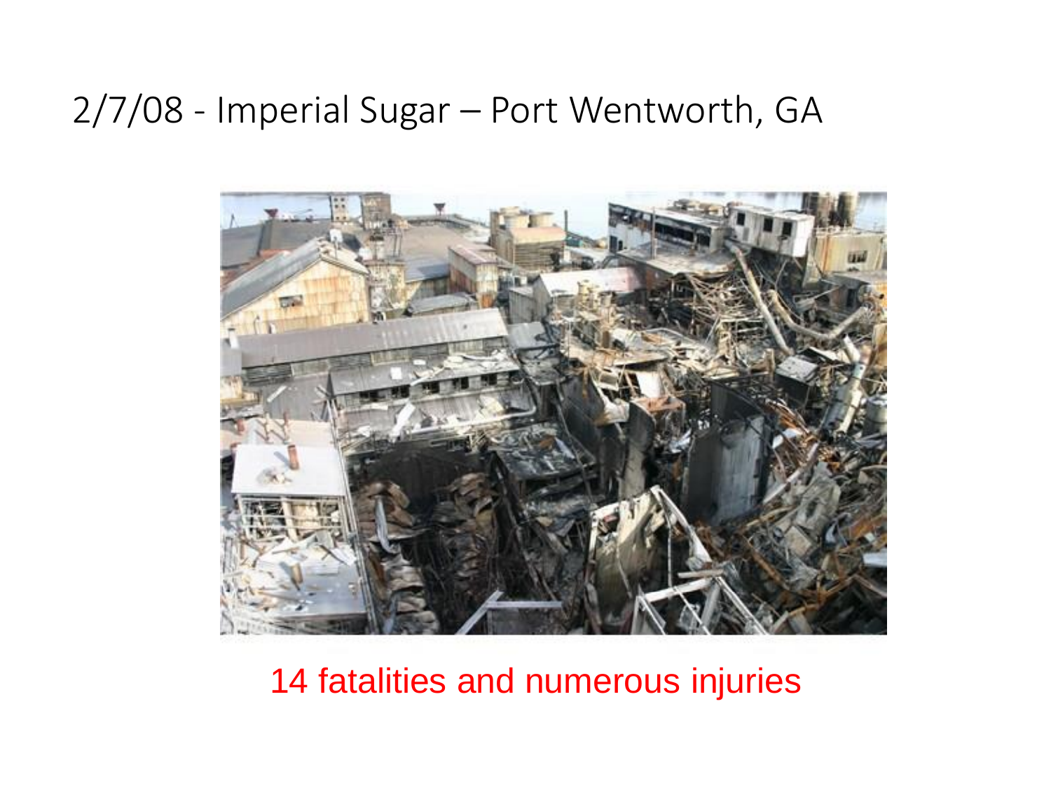# 2/7/08 - Imperial Sugar – Port Wentworth, GA

14 fatalities and numerous injuries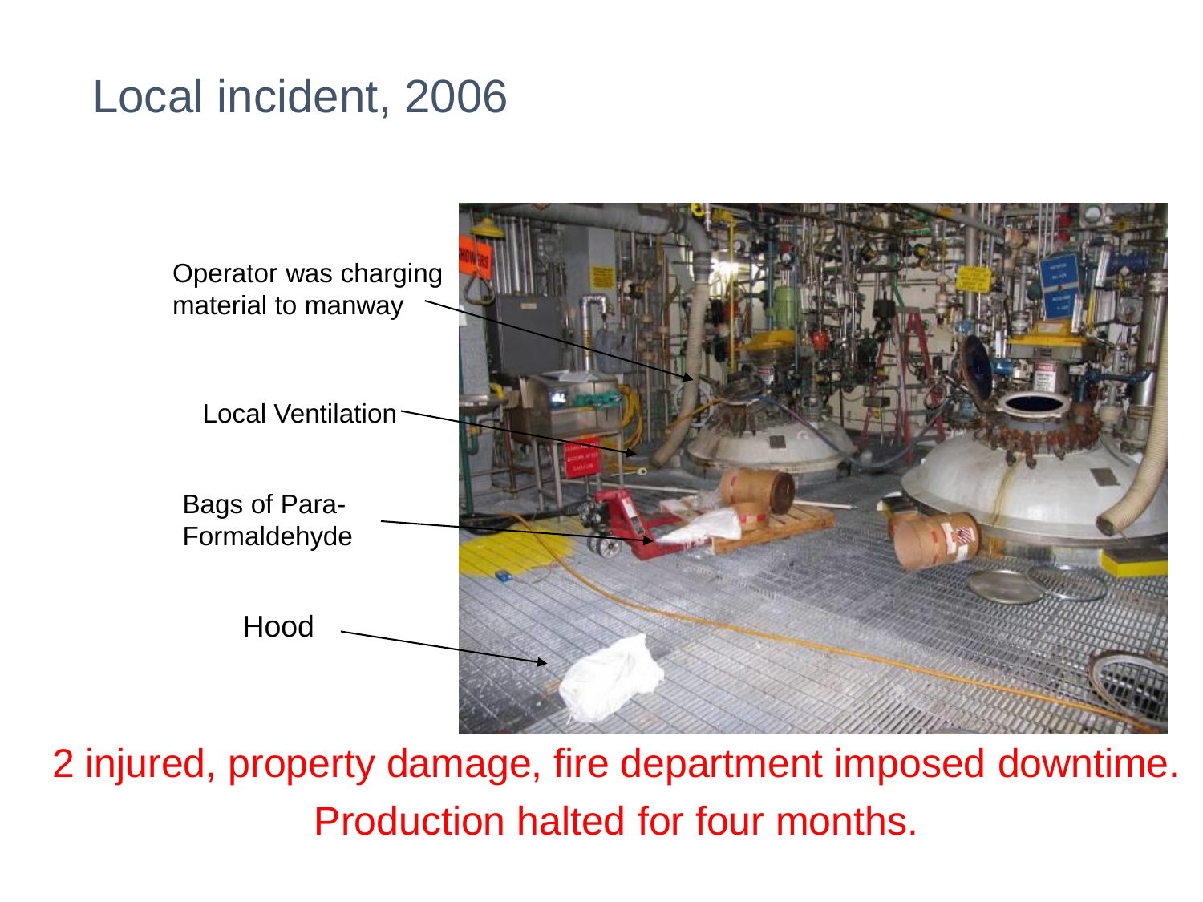# Local incident, 2006

Operator was charging material to manway

Local Ventilation

Bags of Para-Formaldehyde

Hood

2 injured, property damage, fire department imposed downtime. Production halted for four months.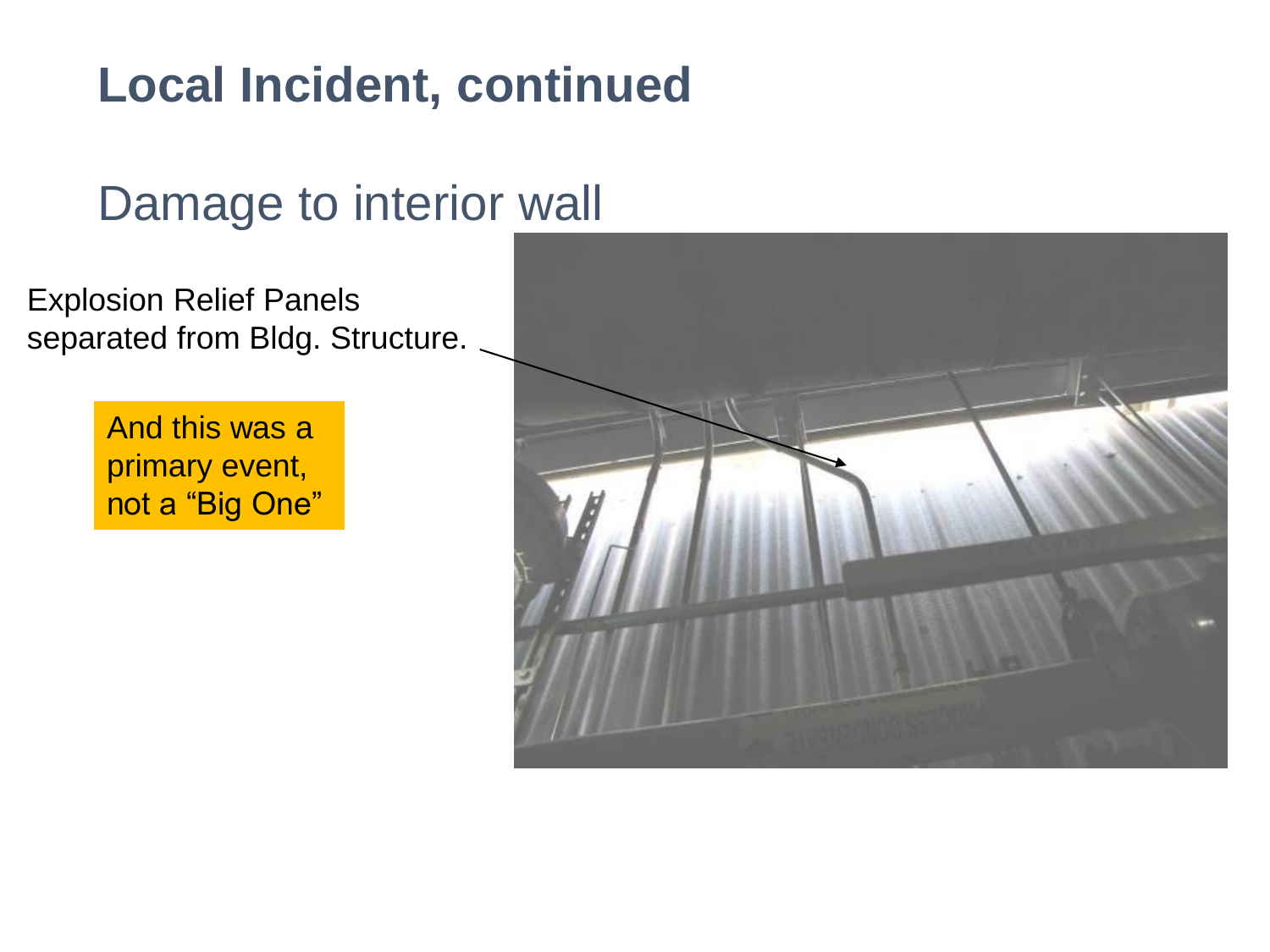# Local Incident, continued

## Damage to interior wall

Explosion Relief Panels separated from Bldg. Structure.

And this was a primary event, not a “Big One”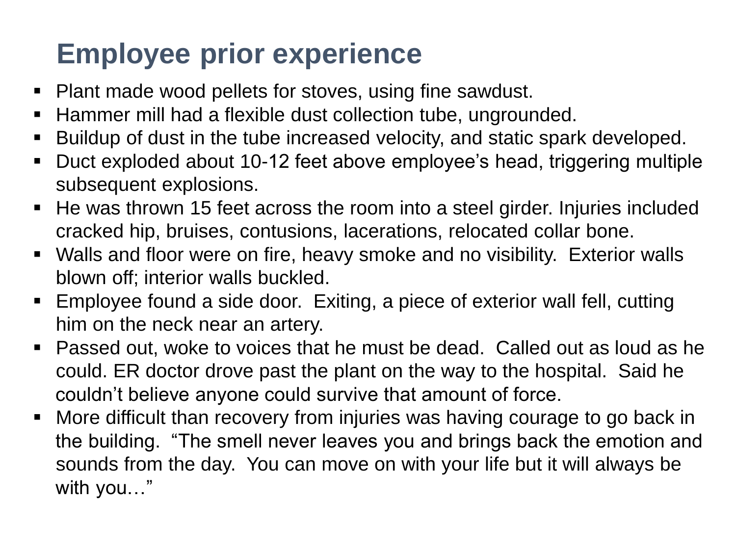# Employee prior experience

- Plant made wood pellets for stoves, using fine sawdust.
- Hammer mill had a flexible dust collection tube, ungrounded.
- Buildup of dust in the tube increased velocity, and static spark developed.
- Duct exploded about 10-12 feet above employee's head, triggering multiple subsequent explosions.
- He was thrown 15 feet across the room into a steel girder. Injuries included cracked hip, bruises, contusions, lacerations, relocated collar bone.
- Walls and floor were on fire, heavy smoke and no visibility. Exterior walls blown off; interior walls buckled.
- Employee found a side door. Exiting, a piece of exterior wall fell, cutting him on the neck near an artery.
- Passed out, woke to voices that he must be dead. Called out as loud as he could. ER doctor drove past the plant on the way to the hospital. Said he couldn't believe anyone could survive that amount of force.
- More difficult than recovery from injuries was having courage to go back in the building. "The smell never leaves you and brings back the emotion and sounds from the day. You can move on with your life but it will always be with you…"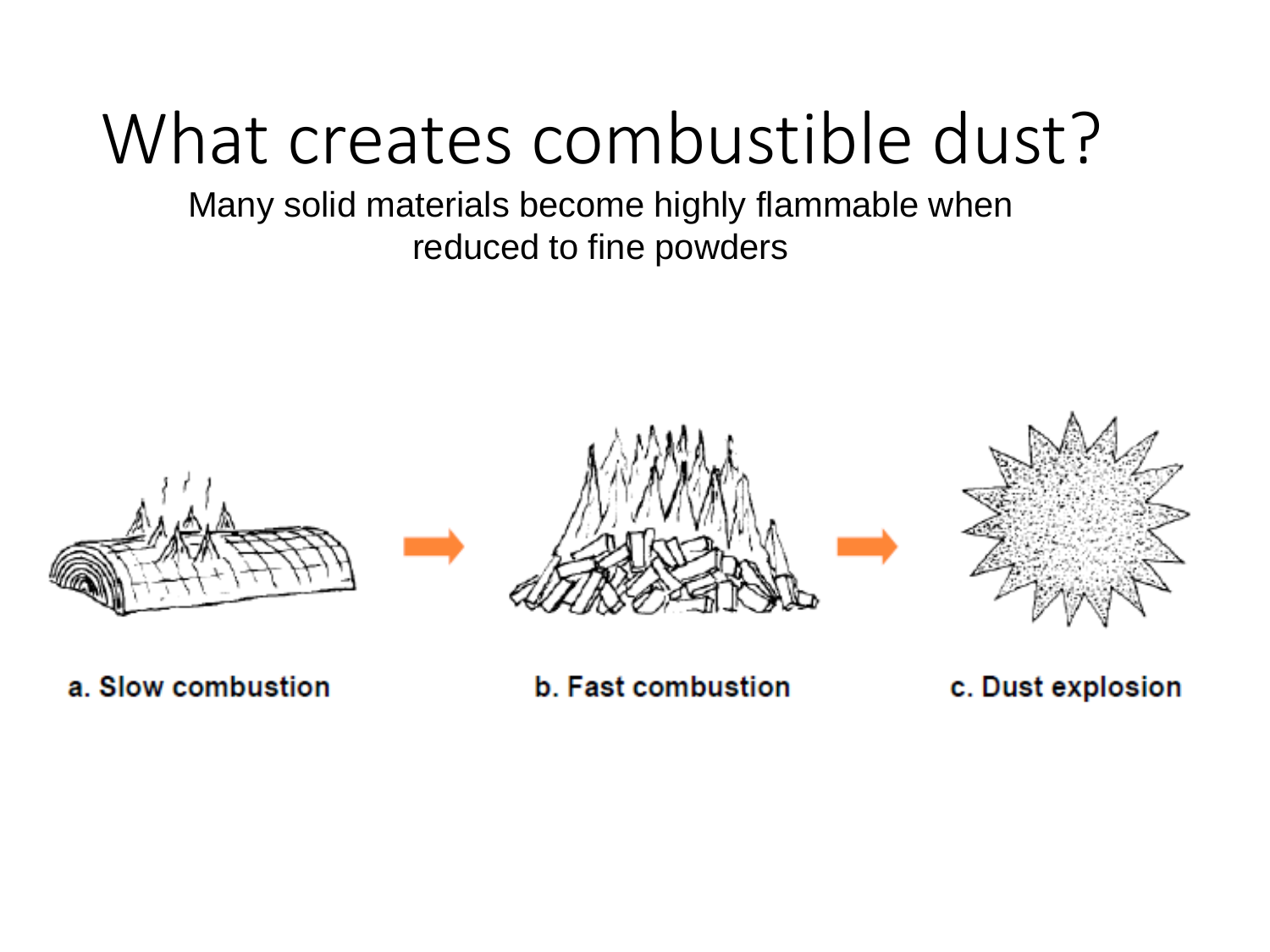# What creates combustible dust?

Many solid materials become highly flammable when reduced to fine powders

a. Slow combustion

b. Fast combustion

c. Dust explosion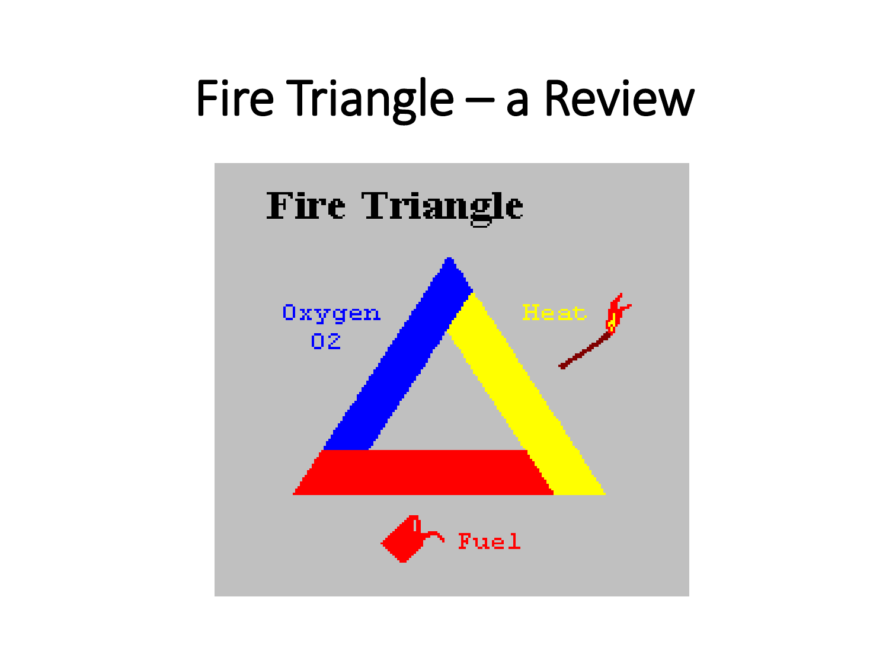# Fire Triangle – a Review

Fire Triangle

Oxygen
O2

Heat

Fuel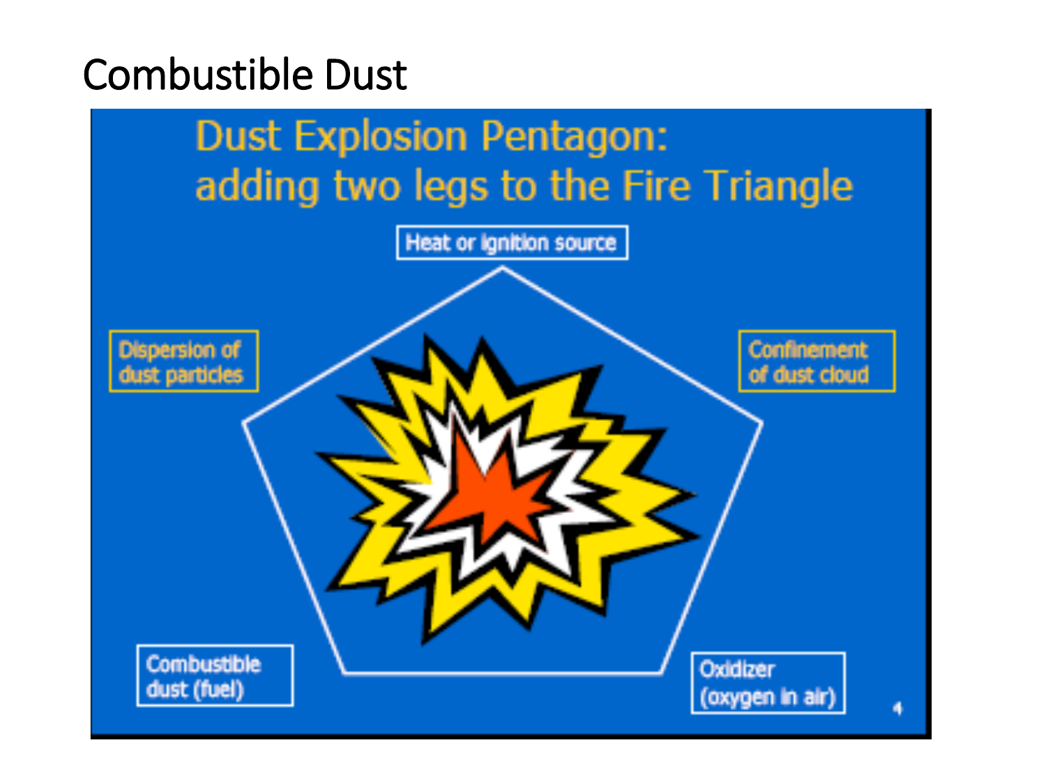# Combustible Dust

## Dust Explosion Pentagon: adding two legs to the Fire Triangle

- Heat or ignition source
- Dispersion of dust particles
- Confinement of dust cloud
- Combustible dust (fuel)
- Oxidizer (oxygen in air)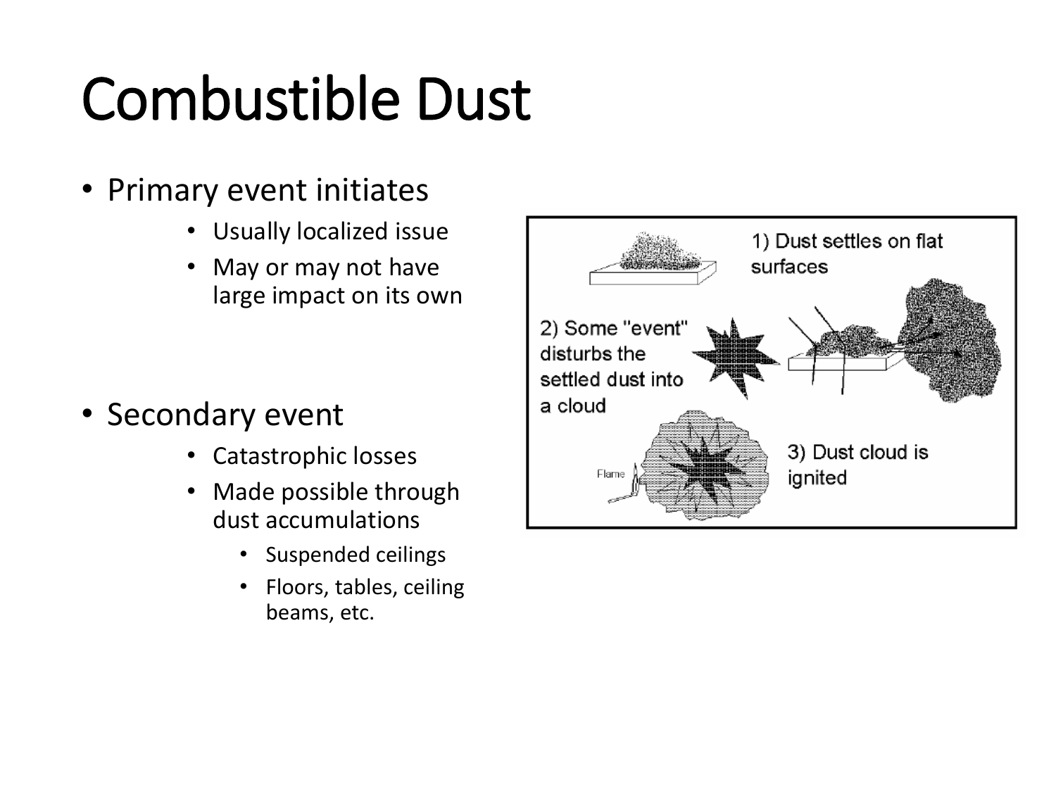# Combustible Dust

- Primary event initiates
  - Usually localized issue
  - May or may not have large impact on its own
- Secondary event
  - Catastrophic losses
  - Made possible through dust accumulations
    - Suspended ceilings
    - Floors, tables, ceiling beams, etc.

1) Dust settles on flat surfaces

2) Some "event" disturbs the settled dust into a cloud

3) Dust cloud is ignited

Flame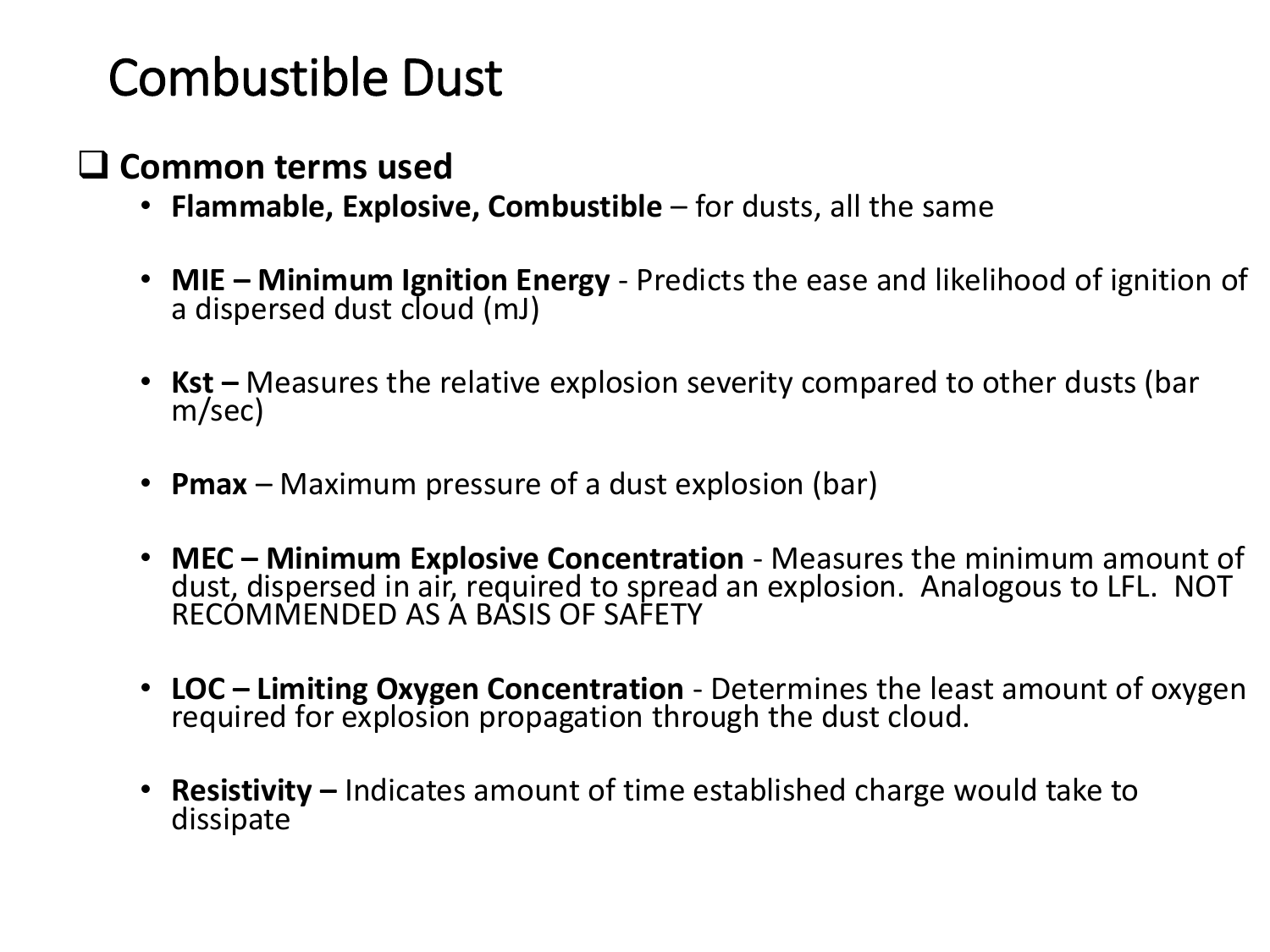# Combustible Dust

- **Common terms used**
  - **Flammable, Explosive, Combustible** – for dusts, all the same
  - **MIE – Minimum Ignition Energy** - Predicts the ease and likelihood of ignition of a dispersed dust cloud (mJ)
  - **Kst –** Measures the relative explosion severity compared to other dusts (bar m/sec)
  - **Pmax** – Maximum pressure of a dust explosion (bar)
  - **MEC – Minimum Explosive Concentration** - Measures the minimum amount of dust, dispersed in air, required to spread an explosion. Analogous to LFL. NOT RECOMMENDED AS A BASIS OF SAFETY
  - **LOC – Limiting Oxygen Concentration** - Determines the least amount of oxygen required for explosion propagation through the dust cloud.
  - **Resistivity –** Indicates amount of time established charge would take to dissipate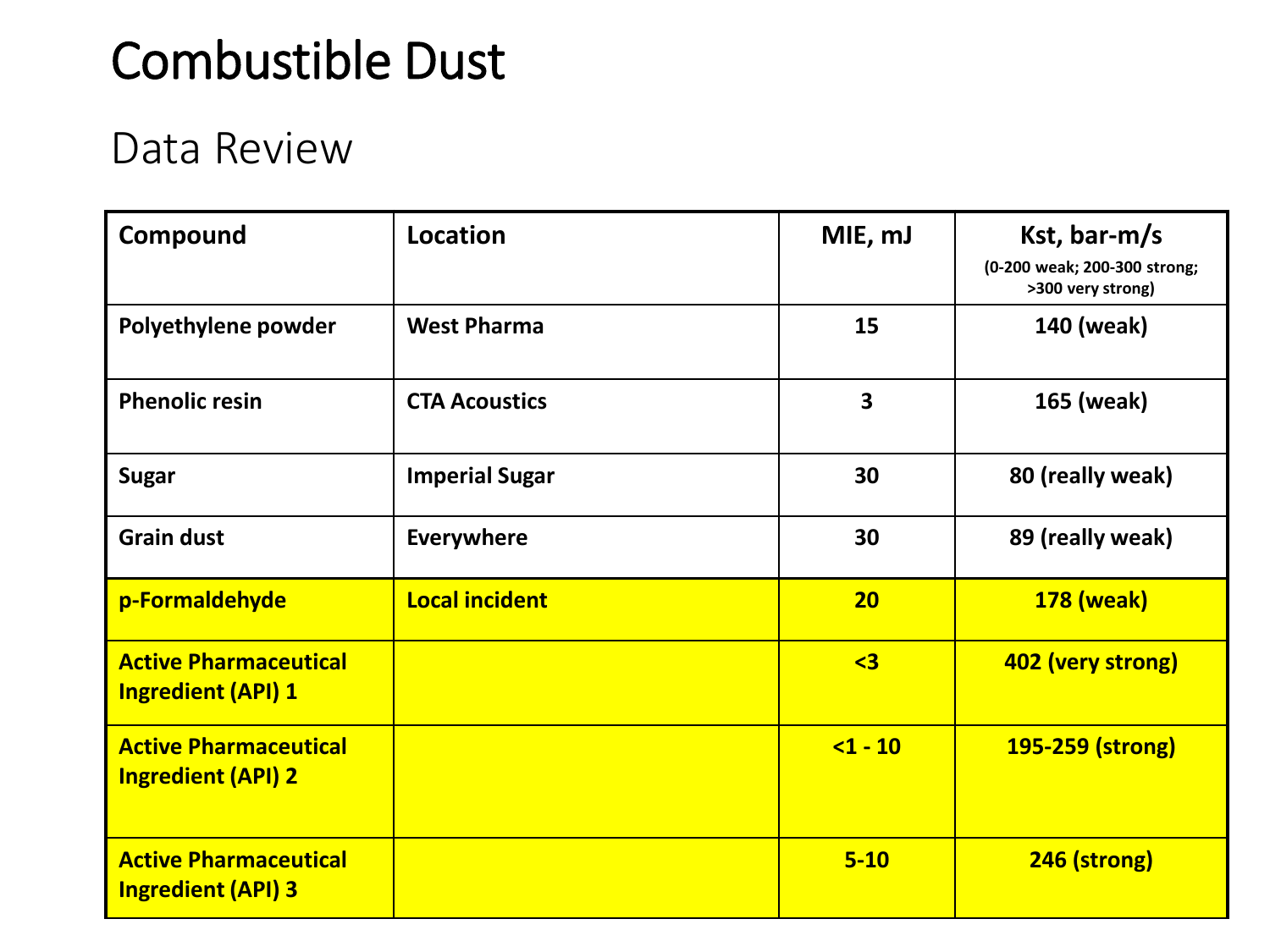# Combustible Dust

## Data Review

| Compound | Location | MIE, mJ | Kst, bar-m/s (0-200 weak; 200-300 strong; >300 very strong) |
|---|---|---|---|
| Polyethylene powder | West Pharma | 15 | 140 (weak) |
| Phenolic resin | CTA Acoustics | 3 | 165 (weak) |
| Sugar | Imperial Sugar | 30 | 80 (really weak) |
| Grain dust | Everywhere | 30 | 89 (really weak) |
| p-Formaldehyde | Local incident | 20 | 178 (weak) |
| Active Pharmaceutical Ingredient (API) 1 | | <3 | 402 (very strong) |
| Active Pharmaceutical Ingredient (API) 2 | | <1 - 10 | 195-259 (strong) |
| Active Pharmaceutical Ingredient (API) 3 | | 5-10 | 246 (strong) |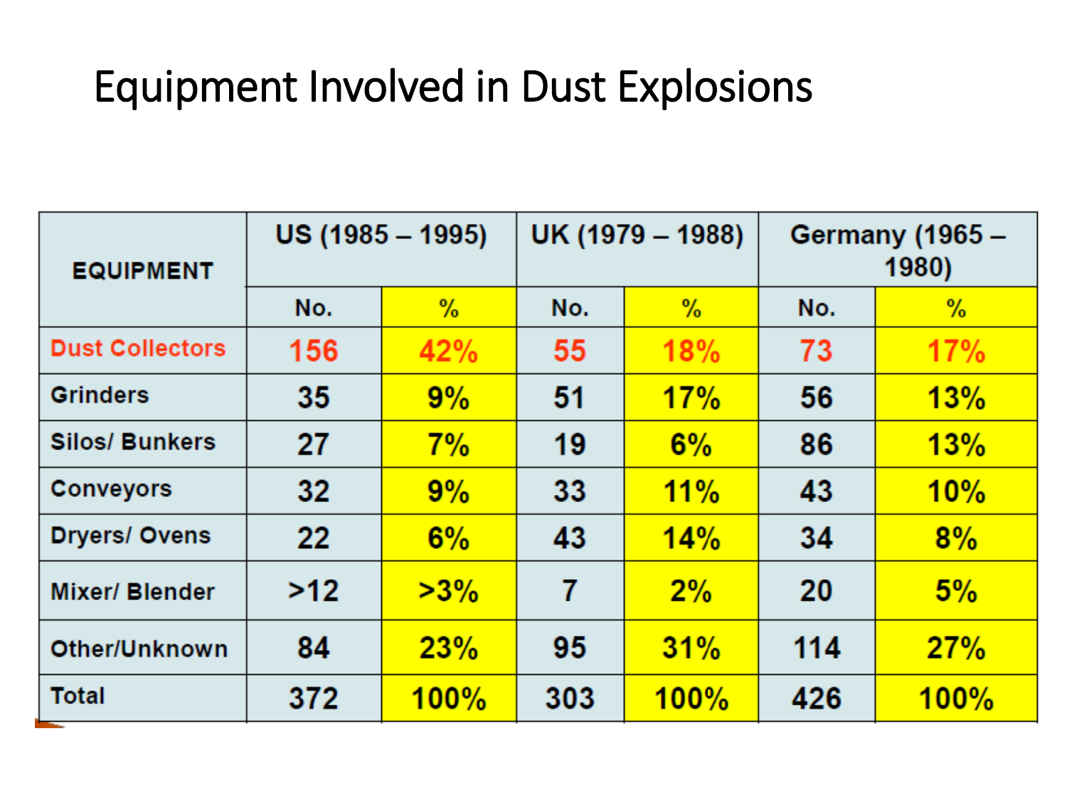# Equipment Involved in Dust Explosions

| EQUIPMENT | US (1985 – 1995) | | UK (1979 – 1988) | | Germany (1965 – 1980) | |
|---|---|---|---|---|---|---|
| | No. | % | No. | % | No. | % |
| Dust Collectors | 156 | 42% | 55 | 18% | 73 | 17% |
| Grinders | 35 | 9% | 51 | 17% | 56 | 13% |
| Silos/ Bunkers | 27 | 7% | 19 | 6% | 86 | 13% |
| Conveyors | 32 | 9% | 33 | 11% | 43 | 10% |
| Dryers/ Ovens | 22 | 6% | 43 | 14% | 34 | 8% |
| Mixer/ Blender | >12 | >3% | 7 | 2% | 20 | 5% |
| Other/Unknown | 84 | 23% | 95 | 31% | 114 | 27% |
| Total | 372 | 100% | 303 | 100% | 426 | 100% |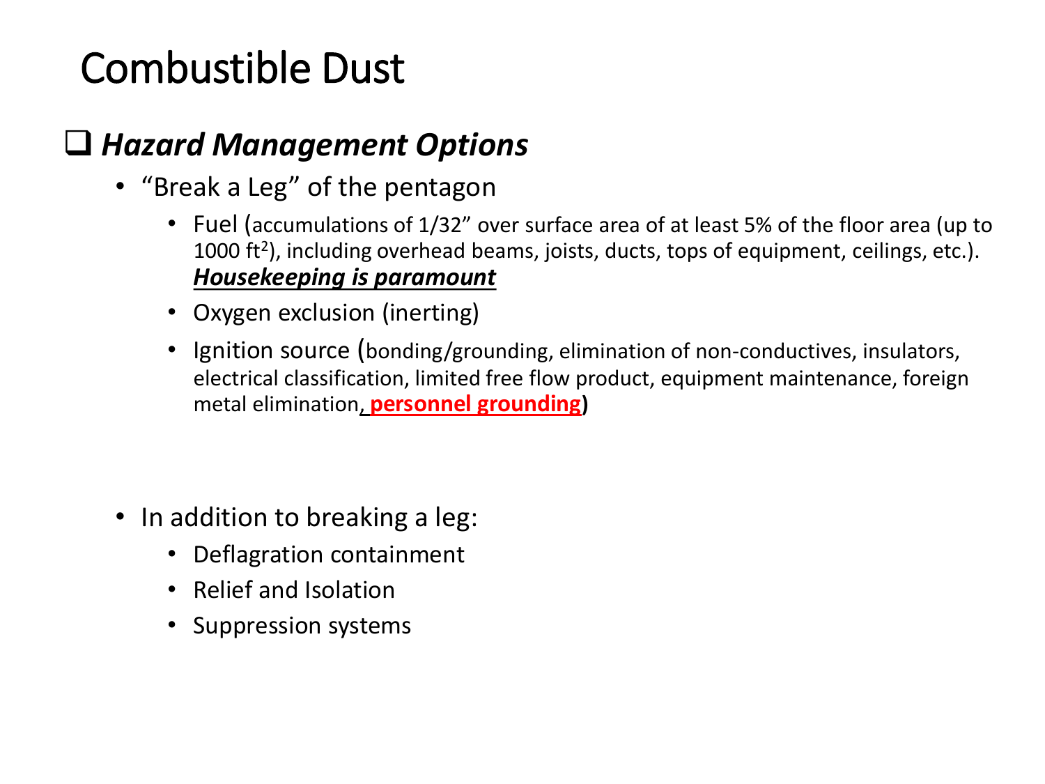# Combustible Dust

## ❑ *Hazard Management Options*

- "Break a Leg" of the pentagon
  - Fuel (accumulations of 1/32" over surface area of at least 5% of the floor area (up to 1000 $ft^2$), including overhead beams, joists, ducts, tops of equipment, ceilings, etc.). ***Housekeeping is paramount***
  - Oxygen exclusion (inerting)
  - Ignition source (bonding/grounding, elimination of non-conductives, insulators, electrical classification, limited free flow product, equipment maintenance, foreign metal elimination, **personnel grounding**)

- In addition to breaking a leg:
  - Deflagration containment
  - Relief and Isolation
  - Suppression systems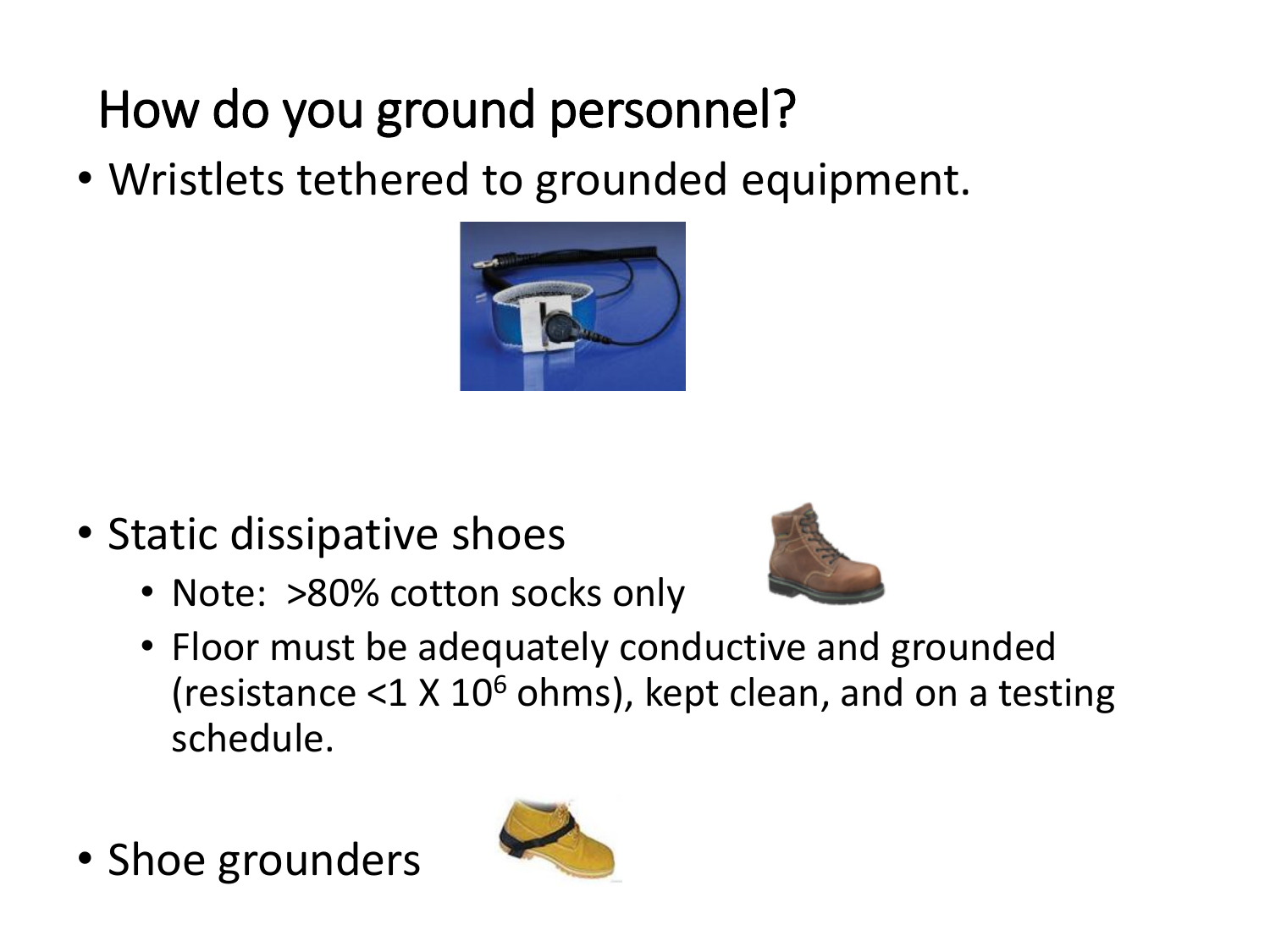# How do you ground personnel?

- Wristlets tethered to grounded equipment.

- Static dissipative shoes
  - Note: >80% cotton socks only
  - Floor must be adequately conductive and grounded (resistance <1 X $10^6$ ohms), kept clean, and on a testing schedule.

- Shoe grounders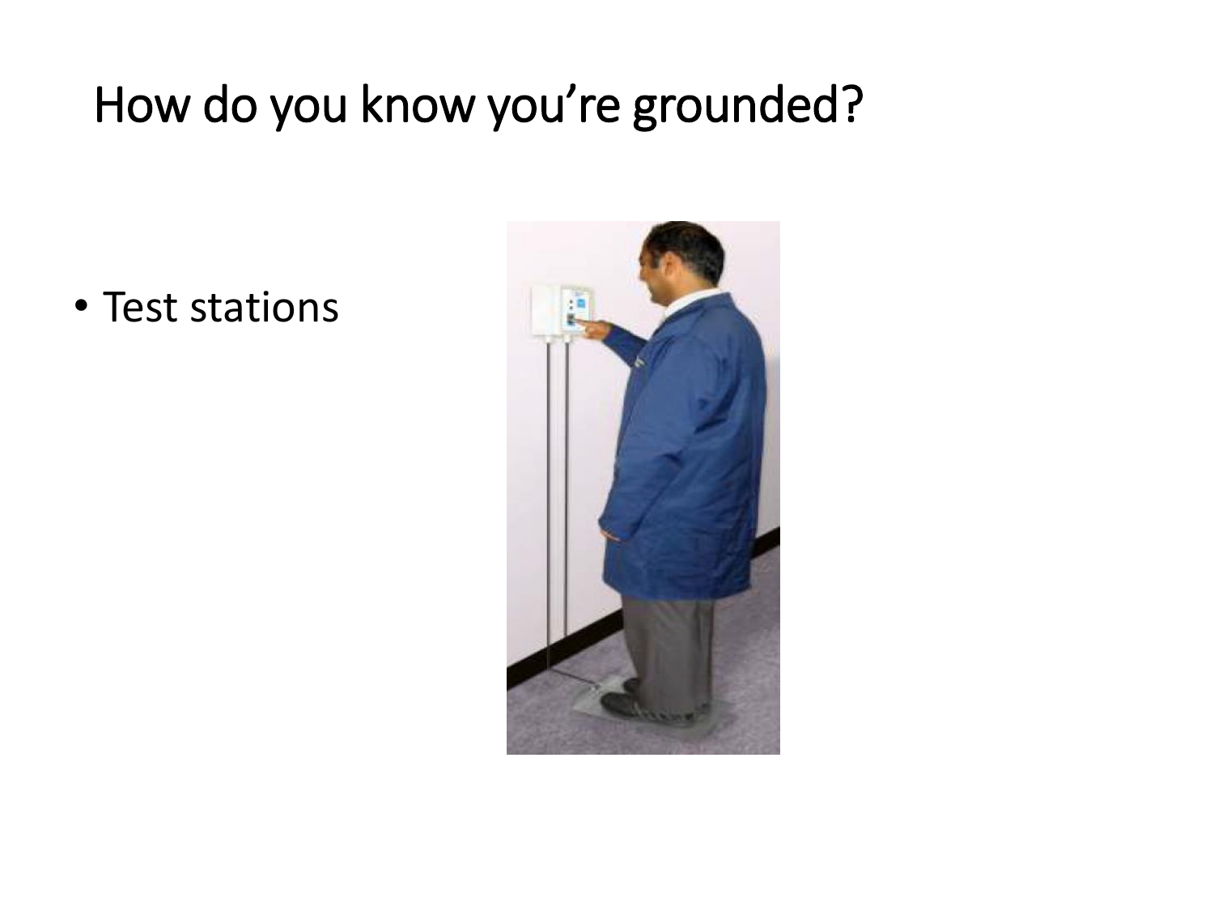# How do you know you're grounded?

- Test stations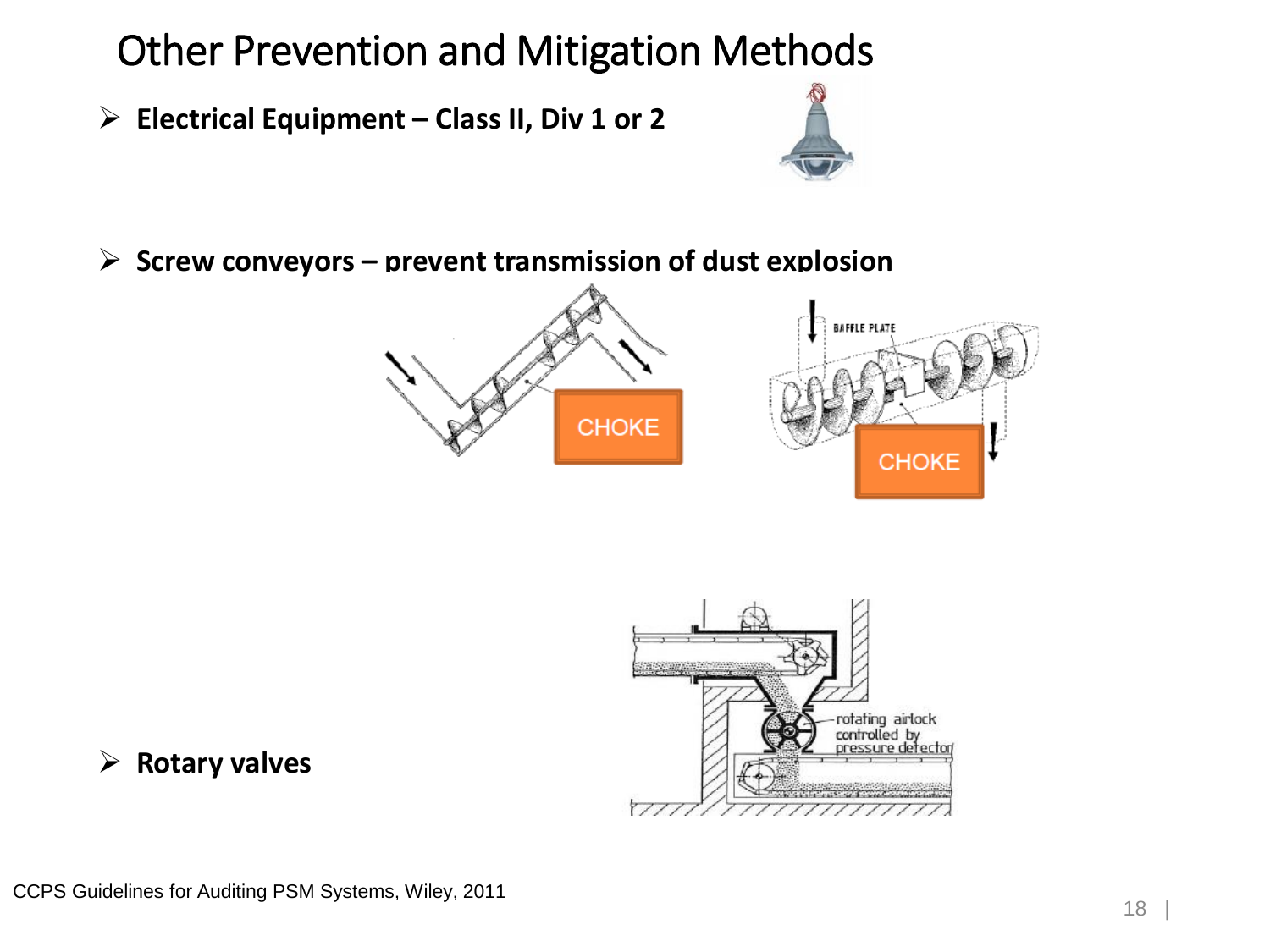# Other Prevention and Mitigation Methods

- **Electrical Equipment – Class II, Div 1 or 2**
- **Screw conveyors – prevent transmission of dust explosion**
- **Rotary valves**

CCPS Guidelines for Auditing PSM Systems, Wiley, 2011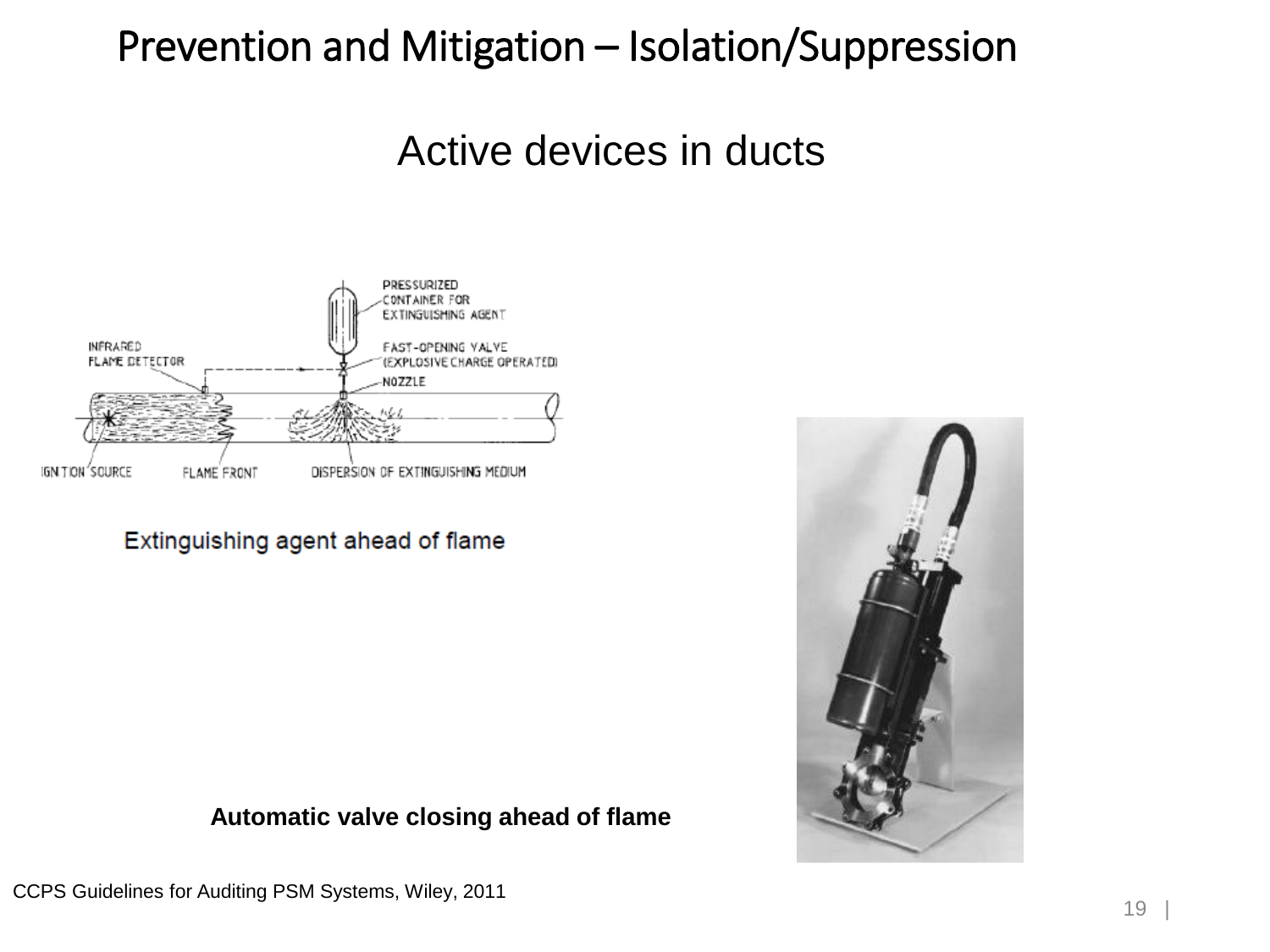# Prevention and Mitigation – Isolation/Suppression

## Active devices in ducts

Extinguishing agent ahead of flame

**Automatic valve closing ahead of flame**

CCPS Guidelines for Auditing PSM Systems, Wiley, 2011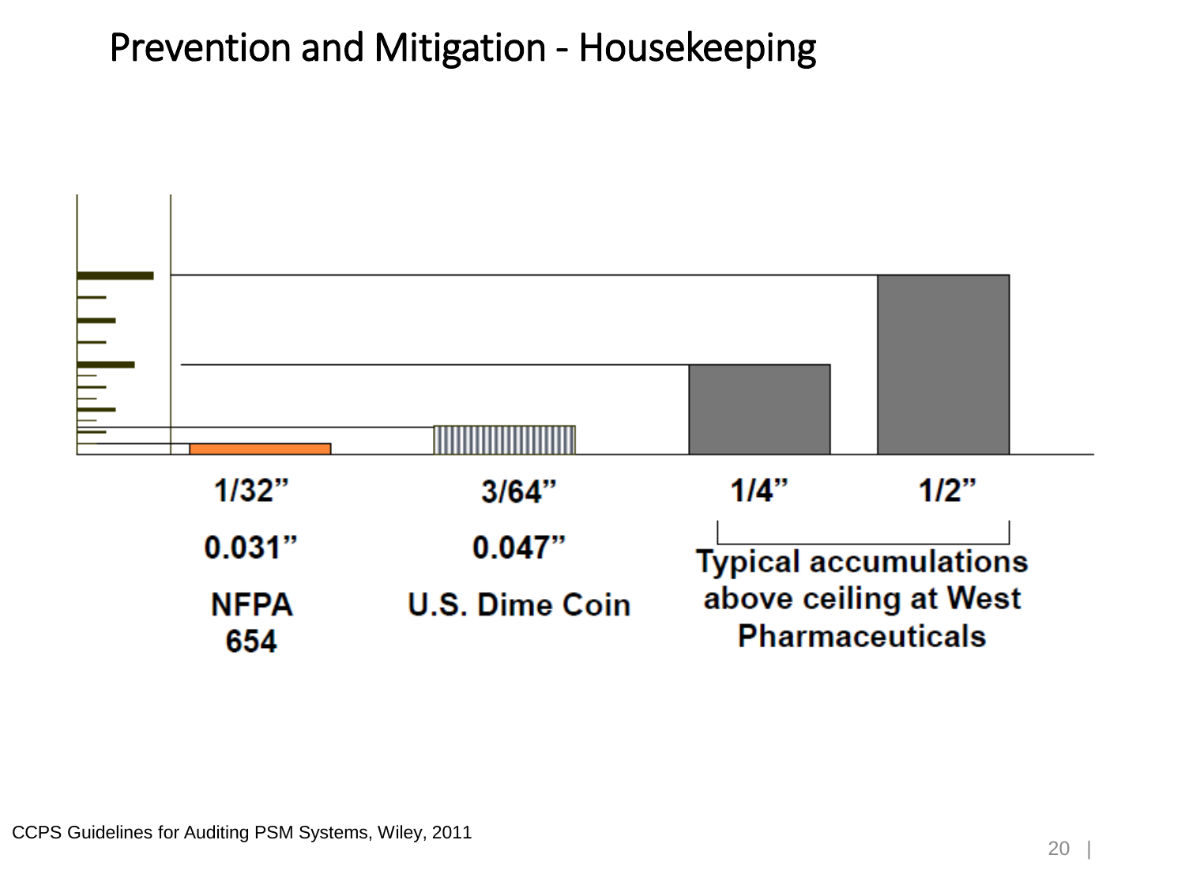# Prevention and Mitigation - Housekeeping

| 1/32" | 3/64" | 1/4" | 1/2" |
| --- | --- | --- | --- |
| 0.031" | 0.047" | | |
| NFPA 654 | U.S. Dime Coin | Typical accumulations above ceiling at West Pharmaceuticals | |

CCPS Guidelines for Auditing PSM Systems, Wiley, 2011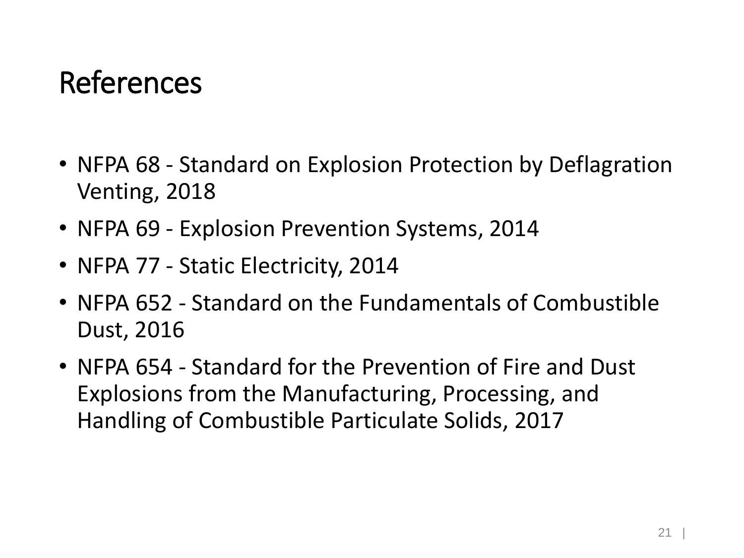# References

- NFPA 68 - Standard on Explosion Protection by Deflagration Venting, 2018
- NFPA 69 - Explosion Prevention Systems, 2014
- NFPA 77 - Static Electricity, 2014
- NFPA 652 - Standard on the Fundamentals of Combustible Dust, 2016
- NFPA 654 - Standard for the Prevention of Fire and Dust Explosions from the Manufacturing, Processing, and Handling of Combustible Particulate Solids, 2017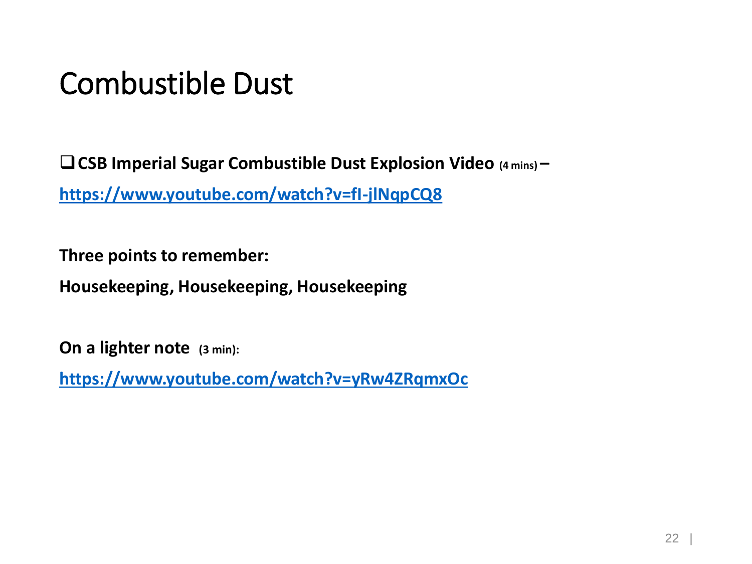# Combustible Dust

- **CSB Imperial Sugar Combustible Dust Explosion Video** **(4 mins) –** **https://www.youtube.com/watch?v=fI-jlNqpCQ8**

**Three points to remember:**

**Housekeeping, Housekeeping, Housekeeping**

**On a lighter note** **(3 min):**

**https://www.youtube.com/watch?v=yRw4ZRqmxOc**